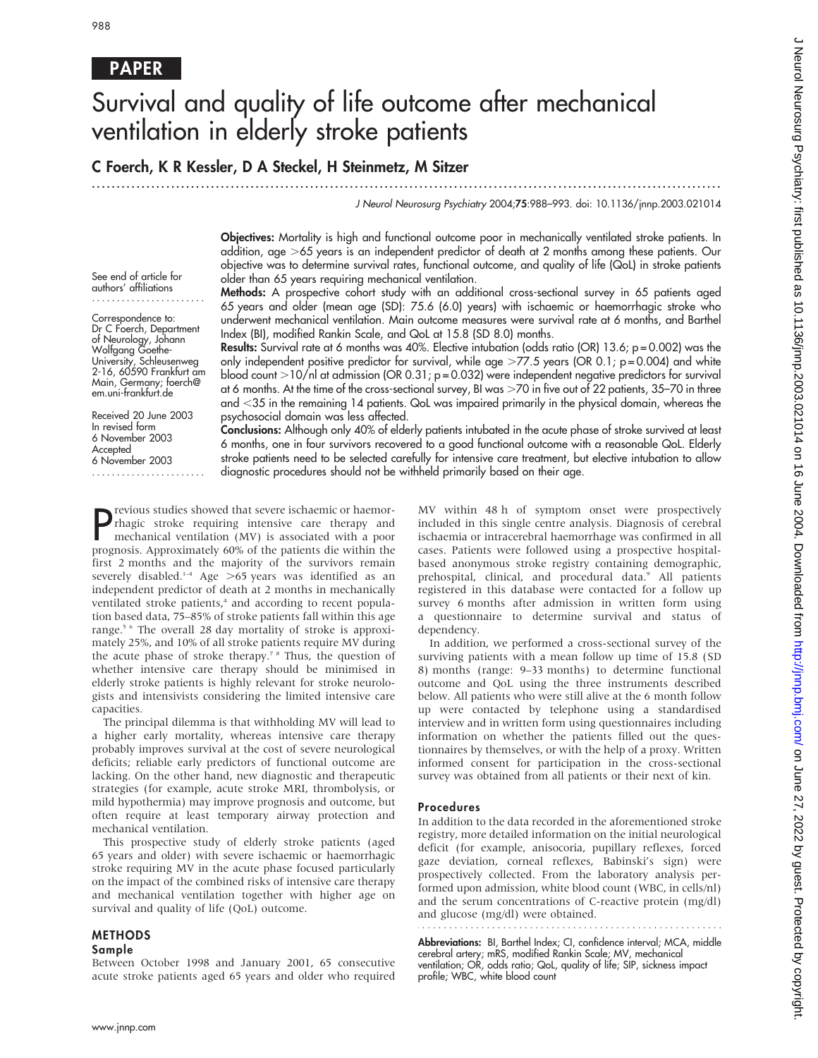PAPER

# Survival and quality of life outcome after mechanical ventilation in elderly stroke patients

**C Foerch, K R Kessler, D A Steckel, H Steinmetz, M Sitzer**

See end of article for authors' affiliations

Correspondence to: Dr C Foerch, Department of Neurology, Johann Wolfgang Goethe-University, Schleusenweg 2-16, 60590 Frankfurt am Main, Germany; foerch@em.uni-frankfurt.de

Received 20 June 2003
In revised form 6 November 2003
Accepted 6 November 2003

**Objectives:** Mortality is high and functional outcome poor in mechanically ventilated stroke patients. In addition, age >65 years is an independent predictor of death at 2 months among these patients. Our objective was to determine survival rates, functional outcome, and quality of life (QoL) in stroke patients older than 65 years requiring mechanical ventilation.

**Methods:** A prospective cohort study with an additional cross-sectional survey in 65 patients aged 65 years and older (mean age (SD): 75.6 (6.0) years) with ischaemic or haemorrhagic stroke who underwent mechanical ventilation. Main outcome measures were survival rate at 6 months, and Barthel Index (BI), modified Rankin Scale, and QoL at 15.8 (SD 8.0) months.

**Results:** Survival rate at 6 months was 40%. Elective intubation (odds ratio (OR) 13.6; p = 0.002) was the only independent positive predictor for survival, while age >77.5 years (OR 0.1; p = 0.004) and white blood count >10/nl at admission (OR 0.31; p = 0.032) were independent negative predictors for survival at 6 months. At the time of the cross-sectional survey, BI was >70 in five out of 22 patients, 35–70 in three and <35 in the remaining 14 patients. QoL was impaired primarily in the physical domain, whereas the psychosocial domain was less affected.

**Conclusions:** Although only 40% of elderly patients intubated in the acute phase of stroke survived at least 6 months, one in four survivors recovered to a good functional outcome with a reasonable QoL. Elderly stroke patients need to be selected carefully for intensive care treatment, but elective intubation to allow diagnostic procedures should not be withheld primarily based on their age.

Previous studies showed that severe ischaemic or haemorrhagic stroke requiring intensive care therapy and mechanical ventilation (MV) is associated with a poor prognosis. Approximately 60% of the patients die within the first 2 months and the majority of the survivors remain severely disabled.[1–4] Age >65 years was identified as an independent predictor of death at 2 months in mechanically ventilated stroke patients,[4] and according to recent population based data, 75–85% of stroke patients fall within this age range.[5 6] The overall 28 day mortality of stroke is approximately 25%, and 10% of all stroke patients require MV during the acute phase of stroke therapy.[7 8] Thus, the question of whether intensive care therapy should be minimised in elderly stroke patients is highly relevant for stroke neurologists and intensivists considering the limited intensive care capacities.

The principal dilemma is that withholding MV will lead to a higher early mortality, whereas intensive care therapy probably improves survival at the cost of severe neurological deficits; reliable early predictors of functional outcome are lacking. On the other hand, new diagnostic and therapeutic strategies (for example, acute stroke MRI, thrombolysis, or mild hypothermia) may improve prognosis and outcome, but often require at least temporary airway protection and mechanical ventilation.

This prospective study of elderly stroke patients (aged 65 years and older) with severe ischaemic or haemorrhagic stroke requiring MV in the acute phase focused particularly on the impact of the combined risks of intensive care therapy and mechanical ventilation together with higher age on survival and quality of life (QoL) outcome.

## METHODS

### Sample

Between October 1998 and January 2001, 65 consecutive acute stroke patients aged 65 years and older who required MV within 48 h of symptom onset were prospectively included in this single centre analysis. Diagnosis of cerebral ischaemia or intracerebral haemorrhage was confirmed in all cases. Patients were followed using a prospective hospital-based anonymous stroke registry containing demographic, prehospital, clinical, and procedural data.[9] All patients registered in this database were contacted for a follow up survey 6 months after admission in written form using a questionnaire to determine survival and status of dependency.

In addition, we performed a cross-sectional survey of the surviving patients with a mean follow up time of 15.8 (SD 8) months (range: 9–33 months) to determine functional outcome and QoL using the three instruments described below. All patients who were still alive at the 6 month follow up were contacted by telephone using a standardised interview and in written form using questionnaires including information on whether the patients filled out the questionnaires by themselves, or with the help of a proxy. Written informed consent for participation in the cross-sectional survey was obtained from all patients or their next of kin.

### Procedures

In addition to the data recorded in the aforementioned stroke registry, more detailed information on the initial neurological deficit (for example, anisocoria, pupillary reflexes, forced gaze deviation, corneal reflexes, Babinski's sign) were prospectively collected. From the laboratory analysis performed upon admission, white blood count (WBC, in cells/nl) and the serum concentrations of C-reactive protein (mg/dl) and glucose (mg/dl) were obtained.

**Abbreviations:** BI, Barthel Index; CI, confidence interval; MCA, middle cerebral artery; mRS, modified Rankin Scale; MV, mechanical ventilation; OR, odds ratio; QoL, quality of life; SIP, sickness impact profile; WBC, white blood count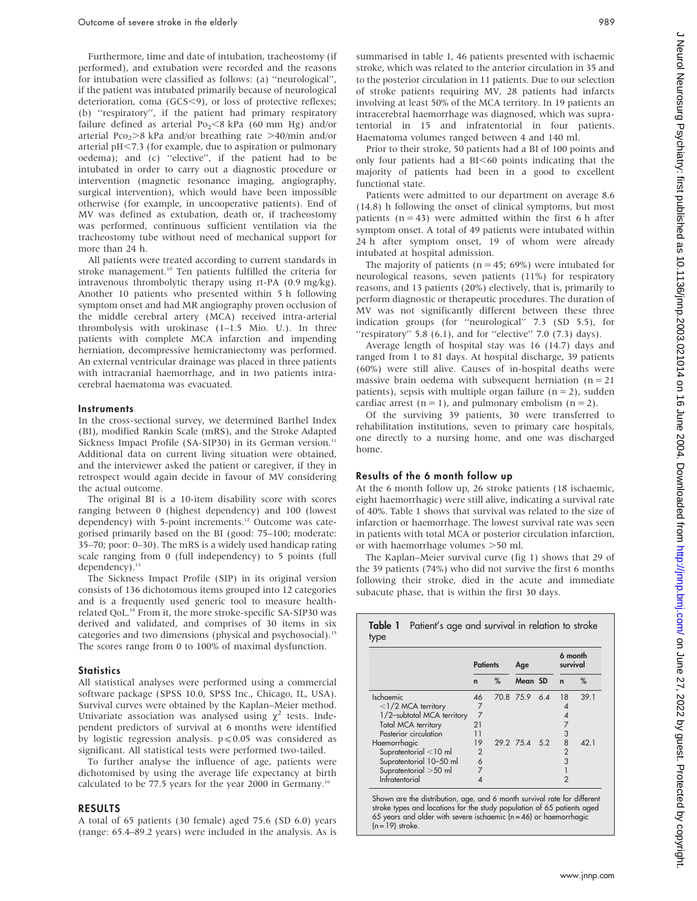Furthermore, time and date of intubation, tracheostomy (if performed), and extubation were recorded and the reasons for intubation were classified as follows: (a) ''neurological'', if the patient was intubated primarily because of neurological deterioration, coma (GCS<9), or loss of protective reflexes; (b) ''respiratory'', if the patient had primary respiratory failure defined as arterial $Po_2$<8 kPa (60 mm Hg) and/or arterial $Pco_2$>8 kPa and/or breathing rate >40/min and/or arterial pH<7.3 (for example, due to aspiration or pulmonary oedema); and (c) ''elective'', if the patient had to be intubated in order to carry out a diagnostic procedure or intervention (magnetic resonance imaging, angiography, surgical intervention), which would have been impossible otherwise (for example, in uncooperative patients). End of MV was defined as extubation, death or, if tracheostomy was performed, continuous sufficient ventilation via the tracheostomy tube without need of mechanical support for more than 24 h.

All patients were treated according to current standards in stroke management.[10] Ten patients fulfilled the criteria for intravenous thrombolytic therapy using rt-PA (0.9 mg/kg). Another 10 patients who presented within 5 h following symptom onset and had MR angiography proven occlusion of the middle cerebral artery (MCA) received intra-arterial thrombolysis with urokinase (1–1.5 Mio. U.). In three patients with complete MCA infarction and impending herniation, decompressive hemicraniectomy was performed. An external ventricular drainage was placed in three patients with intracranial haemorrhage, and in two patients intracerebral haematoma was evacuated.

### Instruments

In the cross-sectional survey, we determined Barthel Index (BI), modified Rankin Scale (mRS), and the Stroke Adapted Sickness Impact Profile (SA-SIP30) in its German version.[11] Additional data on current living situation were obtained, and the interviewer asked the patient or caregiver, if they in retrospect would again decide in favour of MV considering the actual outcome.

The original BI is a 10-item disability score with scores ranging between 0 (highest dependency) and 100 (lowest dependency) with 5-point increments.[12] Outcome was categorised primarily based on the BI (good: 75–100; moderate: 35–70; poor: 0–30). The mRS is a widely used handicap rating scale ranging from 0 (full independency) to 5 points (full dependency).[13]

The Sickness Impact Profile (SIP) in its original version consists of 136 dichotomous items grouped into 12 categories and is a frequently used generic tool to measure health-related QoL.[14] From it, the more stroke-specific SA-SIP30 was derived and validated, and comprises of 30 items in six categories and two dimensions (physical and psychosocial).[15] The scores range from 0 to 100% of maximal dysfunction.

### Statistics

All statistical analyses were performed using a commercial software package (SPSS 10.0, SPSS Inc., Chicago, IL, USA). Survival curves were obtained by the Kaplan–Meier method. Univariate association was analysed using $\chi^2$ tests. Independent predictors of survival at 6 months were identified by logistic regression analysis. $p \leqslant 0.05$ was considered as significant. All statistical tests were performed two-tailed.

To further analyse the influence of age, patients were dichotomised by using the average life expectancy at birth calculated to be 77.5 years for the year 2000 in Germany.[16]

## RESULTS

A total of 65 patients (30 female) aged 75.6 (SD 6.0) years (range: 65.4–89.2 years) were included in the analysis. As is summarised in table 1, 46 patients presented with ischaemic stroke, which was related to the anterior circulation in 35 and to the posterior circulation in 11 patients. Due to our selection of stroke patients requiring MV, 28 patients had infarcts involving at least 50% of the MCA territory. In 19 patients an intracerebral haemorrhage was diagnosed, which was supratentorial in 15 and infratentorial in four patients. Haematoma volumes ranged between 4 and 140 ml.

Prior to their stroke, 50 patients had a BI of 100 points and only four patients had a BI<60 points indicating that the majority of patients had been in a good to excellent functional state.

Patients were admitted to our department on average 8.6 (14.8) h following the onset of clinical symptoms, but most patients (n = 43) were admitted within the first 6 h after symptom onset. A total of 49 patients were intubated within 24 h after symptom onset, 19 of whom were already intubated at hospital admission.

The majority of patients (n = 45; 69%) were intubated for neurological reasons, seven patients (11%) for respiratory reasons, and 13 patients (20%) electively, that is, primarily to perform diagnostic or therapeutic procedures. The duration of MV was not significantly different between these three indication groups (for ''neurological'' 7.3 (SD 5.5), for ''respiratory'' 5.8 (6.1), and for ''elective'' 7.0 (7.3) days).

Average length of hospital stay was 16 (14.7) days and ranged from 1 to 81 days. At hospital discharge, 39 patients (60%) were still alive. Causes of in-hospital deaths were massive brain oedema with subsequent herniation (n = 21 patients), sepsis with multiple organ failure (n = 2), sudden cardiac arrest (n = 1), and pulmonary embolism (n = 2).

Of the surviving 39 patients, 30 were transferred to rehabilitation institutions, seven to primary care hospitals, one directly to a nursing home, and one was discharged home.

### Results of the 6 month follow up

At the 6 month follow up, 26 stroke patients (18 ischaemic, eight haemorrhagic) were still alive, indicating a survival rate of 40%. Table 1 shows that survival was related to the size of infarction or haemorrhage. The lowest survival rate was seen in patients with total MCA or posterior circulation infarction, or with haemorrhage volumes >50 ml.

The Kaplan–Meier survival curve (fig 1) shows that 29 of the 39 patients (74%) who did not survive the first 6 months following their stroke, died in the acute and immediate subacute phase, that is within the first 30 days.

**Table 1** Patient's age and survival in relation to stroke type

| | Patients | | Age | | 6 month survival | |
|---|---|---|---|---|---|---|
| | n | % | Mean | SD | n | % |
| Ischaemic | 46 | 70.8 | 75.9 | 6.4 | 18 | 39.1 |
| <1/2 MCA territory | 7 | | | | 4 | |
| 1/2–subtotal MCA territory | 7 | | | | 4 | |
| Total MCA territory | 21 | | | | 7 | |
| Posterior circulation | 11 | | | | 3 | |
| Haemorrhagic | 19 | 29.2 | 75.4 | 5.2 | 8 | 42.1 |
| Supratentorial <10 ml | 2 | | | | 2 | |
| Supratentorial 10–50 ml | 6 | | | | 3 | |
| Supratentorial >50 ml | 7 | | | | 1 | |
| Infratentorial | 4 | | | | 2 | |

Shown are the distribution, age, and 6 month survival rate for different stroke types and locations for the study population of 65 patients aged 65 years and older with severe ischaemic (n = 46) or haemorrhagic (n = 19) stroke.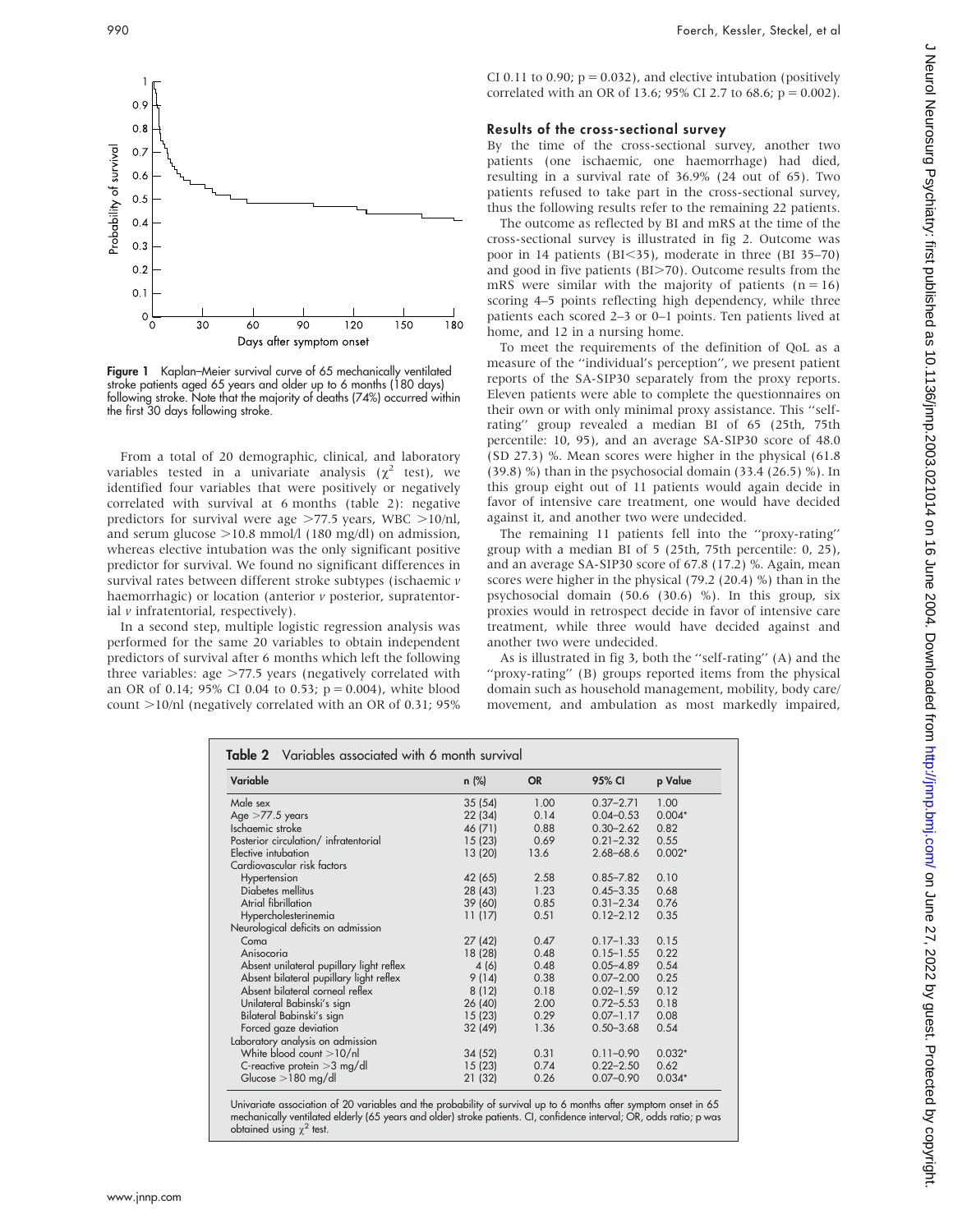Figure 1 Kaplan–Meier survival curve of 65 mechanically ventilated stroke patients aged 65 years and older up to 6 months (180 days) following stroke. Note that the majority of deaths (74%) occurred within the first 30 days following stroke.

From a total of 20 demographic, clinical, and laboratory variables tested in a univariate analysis ($\chi^2$ test), we identified four variables that were positively or negatively correlated with survival at 6 months (table 2): negative predictors for survival were age >77.5 years, WBC >10/nl, and serum glucose >10.8 mmol/l (180 mg/dl) on admission, whereas elective intubation was the only significant positive predictor for survival. We found no significant differences in survival rates between different stroke subtypes (ischaemic *v* haemorrhagic) or location (anterior *v* posterior, supratentorial *v* infratentorial, respectively).

In a second step, multiple logistic regression analysis was performed for the same 20 variables to obtain independent predictors of survival after 6 months which left the following three variables: age >77.5 years (negatively correlated with an OR of 0.14; 95% CI 0.04 to 0.53; p = 0.004), white blood count >10/nl (negatively correlated with an OR of 0.31; 95% CI 0.11 to 0.90; p = 0.032), and elective intubation (positively correlated with an OR of 13.6; 95% CI 2.7 to 68.6; p = 0.002).

## Results of the cross-sectional survey

By the time of the cross-sectional survey, another two patients (one ischaemic, one haemorrhage) had died, resulting in a survival rate of 36.9% (24 out of 65). Two patients refused to take part in the cross-sectional survey, thus the following results refer to the remaining 22 patients.

The outcome as reflected by BI and mRS at the time of the cross-sectional survey is illustrated in fig 2. Outcome was poor in 14 patients (BI<35), moderate in three (BI 35–70) and good in five patients (BI>70). Outcome results from the mRS were similar with the majority of patients (n = 16) scoring 4–5 points reflecting high dependency, while three patients each scored 2–3 or 0–1 points. Ten patients lived at home, and 12 in a nursing home.

To meet the requirements of the definition of QoL as a measure of the "individual's perception", we present patient reports of the SA-SIP30 separately from the proxy reports. Eleven patients were able to complete the questionnaires on their own or with only minimal proxy assistance. This "self-rating" group revealed a median BI of 65 (25th, 75th percentile: 10, 95), and an average SA-SIP30 score of 48.0 (SD 27.3) %. Mean scores were higher in the physical (61.8 (39.8) %) than in the psychosocial domain (33.4 (26.5) %). In this group eight out of 11 patients would again decide in favor of intensive care treatment, one would have decided against it, and another two were undecided.

The remaining 11 patients fell into the "proxy-rating" group with a median BI of 5 (25th, 75th percentile: 0, 25), and an average SA-SIP30 score of 67.8 (17.2) %. Again, mean scores were higher in the physical (79.2 (20.4) %) than in the psychosocial domain (50.6 (30.6) %). In this group, six proxies would in retrospect decide in favor of intensive care treatment, while three would have decided against and another two were undecided.

As is illustrated in fig 3, both the "self-rating" (A) and the "proxy-rating" (B) groups reported items from the physical domain such as household management, mobility, body care/movement, and ambulation as most markedly impaired,

**Table 2** Variables associated with 6 month survival

| Variable | n (%) | OR | 95% CI | p Value |
|---|---|---|---|---|
| Male sex | 35 (54) | 1.00 | 0.37–2.71 | 1.00 |
| Age >77.5 years | 22 (34) | 0.14 | 0.04–0.53 | 0.004* |
| Ischaemic stroke | 46 (71) | 0.88 | 0.30–2.62 | 0.82 |
| Posterior circulation/ infratentorial | 15 (23) | 0.69 | 0.21–2.32 | 0.55 |
| Elective intubation | 13 (20) | 13.6 | 2.68–68.6 | 0.002* |
| Cardiovascular risk factors | | | | |
| Hypertension | 42 (65) | 2.58 | 0.85–7.82 | 0.10 |
| Diabetes mellitus | 28 (43) | 1.23 | 0.45–3.35 | 0.68 |
| Atrial fibrillation | 39 (60) | 0.85 | 0.31–2.34 | 0.76 |
| Hypercholesterinemia | 11 (17) | 0.51 | 0.12–2.12 | 0.35 |
| Neurological deficits on admission | | | | |
| Coma | 27 (42) | 0.47 | 0.17–1.33 | 0.15 |
| Anisocoria | 18 (28) | 0.48 | 0.15–1.55 | 0.22 |
| Absent unilateral pupillary light reflex | 4 (6) | 0.48 | 0.05–4.89 | 0.54 |
| Absent bilateral pupillary light reflex | 9 (14) | 0.38 | 0.07–2.00 | 0.25 |
| Absent bilateral corneal reflex | 8 (12) | 0.18 | 0.02–1.59 | 0.12 |
| Unilateral Babinski's sign | 26 (40) | 2.00 | 0.72–5.53 | 0.18 |
| Bilateral Babinski's sign | 15 (23) | 0.29 | 0.07–1.17 | 0.08 |
| Forced gaze deviation | 32 (49) | 1.36 | 0.50–3.68 | 0.54 |
| Laboratory analysis on admission | | | | |
| White blood count >10/nl | 34 (52) | 0.31 | 0.11–0.90 | 0.032* |
| C-reactive protein >3 mg/dl | 15 (23) | 0.74 | 0.22–2.50 | 0.62 |
| Glucose >180 mg/dl | 21 (32) | 0.26 | 0.07–0.90 | 0.034* |

Univariate association of 20 variables and the probability of survival up to 6 months after symptom onset in 65 mechanically ventilated elderly (65 years and older) stroke patients. CI, confidence interval; OR, odds ratio; p was obtained using $\chi^2$ test.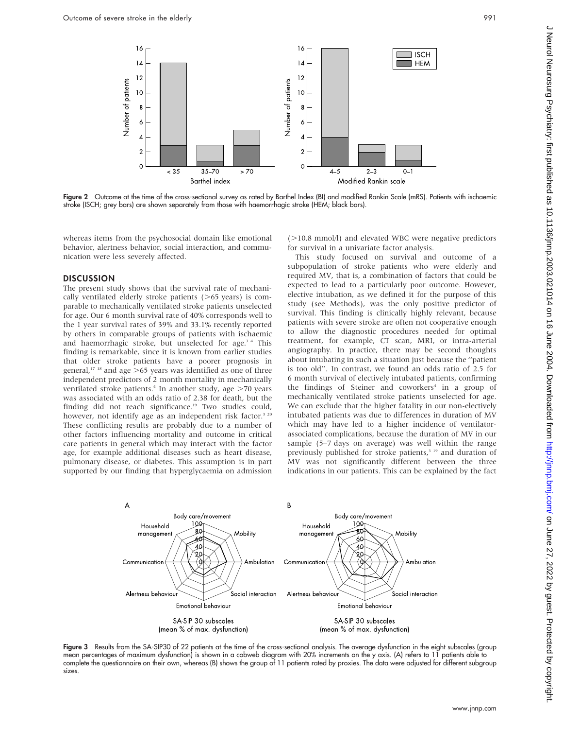Figure 2 Outcome at the time of the cross-sectional survey as rated by Barthel Index (BI) and modified Rankin Scale (mRS). Patients with ischaemic stroke (ISCH; grey bars) are shown separately from those with haemorrhagic stroke (HEM; black bars).

whereas items from the psychosocial domain like emotional behavior, alertness behavior, social interaction, and communication were less severely affected.

## DISCUSSION

The present study shows that the survival rate of mechanically ventilated elderly stroke patients (>65 years) is comparable to mechanically ventilated stroke patients unselected for age. Our 6 month survival rate of 40% corresponds well to the 1 year survival rates of 39% and 33.1% recently reported by others in comparable groups of patients with ischaemic and haemorrhagic stroke, but unselected for age.[3 4] This finding is remarkable, since it is known from earlier studies that older stroke patients have a poorer prognosis in general,[17 18] and age >65 years was identified as one of three independent predictors of 2 month mortality in mechanically ventilated stroke patients.[4] In another study, age >70 years was associated with an odds ratio of 2.38 for death, but the finding did not reach significance.[19] Two studies could, however, not identify age as an independent risk factor.[3 20] These conflicting results are probably due to a number of other factors influencing mortality and outcome in critical care patients in general which may interact with the factor age, for example additional diseases such as heart disease, pulmonary disease, or diabetes. This assumption is in part supported by our finding that hyperglycaemia on admission (>10.8 mmol/l) and elevated WBC were negative predictors for survival in a univariate factor analysis.

This study focused on survival and outcome of a subpopulation of stroke patients who were elderly and required MV, that is, a combination of factors that could be expected to lead to a particularly poor outcome. However, elective intubation, as we defined it for the purpose of this study (see Methods), was the only positive predictor of survival. This finding is clinically highly relevant, because patients with severe stroke are often not cooperative enough to allow the diagnostic procedures needed for optimal treatment, for example, CT scan, MRI, or intra-arterial angiography. In practice, there may be second thoughts about intubating in such a situation just because the "patient is too old". In contrast, we found an odds ratio of 2.5 for 6 month survival of electively intubated patients, confirming the findings of Steiner and coworkers[4] in a group of mechanically ventilated stroke patients unselected for age. We can exclude that the higher fatality in our non-electively intubated patients was due to differences in duration of MV which may have led to a higher incidence of ventilator-associated complications, because the duration of MV in our sample (5–7 days on average) was well within the range previously published for stroke patients,[3 19] and duration of MV was not significantly different between the three indications in our patients. This can be explained by the fact

Figure 3 Results from the SA-SIP30 of 22 patients at the time of the cross-sectional analysis. The average dysfunction in the eight subscales (group mean percentages of maximum dysfunction) is shown in a cobweb diagram with 20% increments on the y axis. (A) refers to 11 patients able to complete the questionnaire on their own, whereas (B) shows the group of 11 patients rated by proxies. The data were adjusted for different subgroup sizes.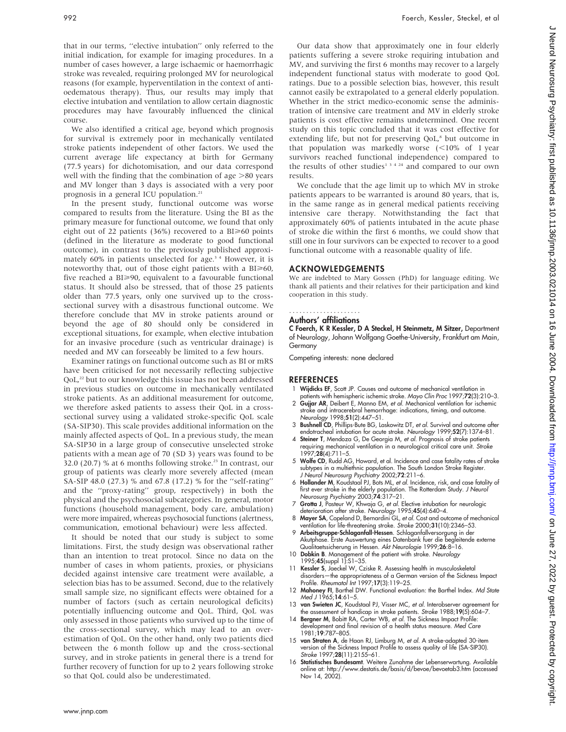that in our terms, "elective intubation" only referred to the initial indication, for example for imaging procedures. In a number of cases however, a large ischaemic or haemorrhagic stroke was revealed, requiring prolonged MV for neurological reasons (for example, hyperventilation in the context of anti-oedematous therapy). Thus, our results may imply that elective intubation and ventilation to allow certain diagnostic procedures may have favourably influenced the clinical course.

We also identified a critical age, beyond which prognosis for survival is extremely poor in mechanically ventilated stroke patients independent of other factors. We used the current average life expectancy at birth for Germany (77.5 years) for dichotomisation, and our data correspond well with the finding that the combination of age >80 years and MV longer than 3 days is associated with a very poor prognosis in a general ICU population.[21]

In the present study, functional outcome was worse compared to results from the literature. Using the BI as the primary measure for functional outcome, we found that only eight out of 22 patients (36%) recovered to a BI⩾60 points (defined in the literature as moderate to good functional outcome), in contrast to the previously published approximately 60% in patients unselected for age.[3,4] However, it is noteworthy that, out of those eight patients with a BI⩾60, five reached a BI⩾90, equivalent to a favourable functional status. It should also be stressed, that of those 25 patients older than 77.5 years, only one survived up to the cross-sectional survey with a disastrous functional outcome. We therefore conclude that MV in stroke patients around or beyond the age of 80 should only be considered in exceptional situations, for example, when elective intubation for an invasive procedure (such as ventricular drainage) is needed and MV can forseeably be limited to a few hours.

Examiner ratings on functional outcome such as BI or mRS have been criticised for not necessarily reflecting subjective QoL,[22] but to our knowledge this issue has not been addressed in previous studies on outcome in mechanically ventilated stroke patients. As an additional measurement for outcome, we therefore asked patients to assess their QoL in a cross-sectional survey using a validated stroke-specific QoL scale (SA-SIP30). This scale provides additional information on the mainly affected aspects of QoL. In a previous study, the mean SA-SIP30 in a large group of consecutive unselected stroke patients with a mean age of 70 (SD 3) years was found to be 32.0 (20.7) % at 6 months following stroke.[23] In contrast, our group of patients was clearly more severely affected (mean SA-SIP 48.0 (27.3) % and 67.8 (17.2) % for the "self-rating" and the "proxy-rating" group, respectively) in both the physical and the psychosocial subcategories. In general, motor functions (household management, body care, ambulation) were more impaired, whereas psychosocial functions (alertness, communication, emotional behaviour) were less affected.

It should be noted that our study is subject to some limitations. First, the study design was observational rather than an intention to treat protocol. Since no data on the number of cases in whom patients, proxies, or physicians decided against intensive care treatment were available, a selection bias has to be assumed. Second, due to the relatively small sample size, no significant effects were obtained for a number of factors (such as certain neurological deficits) potentially influencing outcome and QoL. Third, QoL was only assessed in those patients who survived up to the time of the cross-sectional survey, which may lead to an overestimation of QoL. On the other hand, only two patients died between the 6 month follow up and the cross-sectional survey, and in stroke patients in general there is a trend for further recovery of function for up to 2 years following stroke so that QoL could also be underestimated.

Our data show that approximately one in four elderly patients suffering a severe stroke requiring intubation and MV, and surviving the first 6 months may recover to a largely independent functional status with moderate to good QoL ratings. Due to a possible selection bias, however, this result cannot easily be extrapolated to a general elderly population. Whether in the strict medico-economic sense the administration of intensive care treatment and MV in elderly stroke patients is cost effective remains undetermined. One recent study on this topic concluded that it was cost effective for extending life, but not for preserving QoL,[8] but outcome in that population was markedly worse (<10% of 1 year survivors reached functional independence) compared to the results of other studies[1,3,4,24] and compared to our own results.

We conclude that the age limit up to which MV in stroke patients appears to be warranted is around 80 years, that is, in the same range as in general medical patients receiving intensive care therapy. Notwithstanding the fact that approximately 60% of patients intubated in the acute phase of stroke die within the first 6 months, we could show that still one in four survivors can be expected to recover to a good functional outcome with a reasonable quality of life.

## ACKNOWLEDGEMENTS

We are indebted to Mary Gossen (PhD) for language editing. We thank all patients and their relatives for their participation and kind cooperation in this study.

### Authors' affiliations

**C Foerch, K R Kessler, D A Steckel, H Steinmetz, M Sitzer,** Department of Neurology, Johann Wolfgang Goethe-University, Frankfurt am Main, Germany

Competing interests: none declared

## REFERENCES

1. **Wijdicks EF**, Scott JP. Causes and outcome of mechanical ventilation in patients with hemispheric ischemic stroke. *Mayo Clin Proc* 1997;**72**(3):210–3.
2. **Gujjar AR**, Deibert E, Manno EM, *et al*. Mechanical ventilation for ischemic stroke and intracerebral hemorrhage: indications, timing, and outcome. *Neurology* 1998;**51**(2):447–51.
3. **Bushnell CD**, Phillips-Bute BG, Laskowitz DT, *et al*. Survival and outcome after endotracheal intubation for acute stroke. *Neurology* 1999;**52**(7):1374–81.
4. **Steiner T**, Mendoza G, De Georgia M, *et al*. Prognosis of stroke patients requiring mechanical ventilation in a neurological critical care unit. *Stroke* 1997;**28**(4):711–5.
5. **Wolfe CD**, Rudd AG, Howard, et al. Incidence and case fatality rates of stroke subtypes in a multiethnic population. The South London Stroke Register. *J Neurol Neurosurg Psychiatry* 2002;**72**:211–6.
6. **Hollander M**, Koudstaal PJ, Bots ML, *et al*. Incidence, risk, and case fatality of first ever stroke in the elderly population. The Rotterdam Study. *J Neurol Neurosurg Psychiatry* 2003;**74**:317–21.
7. **Grotta J**, Pasteur W, Khwaja G, *et al*. Elective intubation for neurologic deterioration after stroke. *Neurology* 1995;**45**(4):640–4.
8. **Mayer SA**, Copeland D, Bernardini GL, *et al*. Cost and outcome of mechanical ventilation for life-threatening stroke. *Stroke* 2000;**31**(10):2346–53.
9. **Arbeitsgruppe-Schlaganfall-Hessen**. Schlaganfallversorgung in der Akutphase. Erste Auswertung eines Datenbank fuer die begleitende externe Qualitaetssicherung in Hessen. *Akt Neurologie* 1999;**26**:8–16.
10. **Dobkin B**. Management of the patient with stroke. *Neurology* 1995;**45**(suppl 1):S1–35.
11. **Kessler S**, Jaeckel W, Cziske R. Assessing health in musculoskeletal disorders—the appropriateness of a German version of the Sickness Impact Profile. *Rheumatol Int* 1997;**17**(3):119–25.
12. **Mahoney FI**, Barthel DW. Functional evaluation: the Barthel Index. *Md State Med J* 1965;**14**:61–5.
13. **van Swieten JC**, Koudstaal PJ, Visser MC, *et al*. Interobserver agreement for the assessment of handicap in stroke patients. *Stroke* 1988;**19**(5):604–7.
14. **Bergner M**, Bobitt RA, Carter WB, *et al*. The Sickness Impact Profile: development and final revision of a health status measure. *Med Care* 1981;**19**:787–805.
15. **van Straten A**, de Haan RJ, Limburg M, *et al*. A stroke-adapted 30-item version of the Sickness Impact Profile to assess quality of life (SA-SIP30). *Stroke* 1997;**28**(11):2155–61.
16. **Statistisches Bundesamt**. Weitere Zunahme der Lebenserwartung. Available online at: http://www.destatis.de/basis/d/bevoe/bevoetab3.htm (accessed Nov 14, 2002).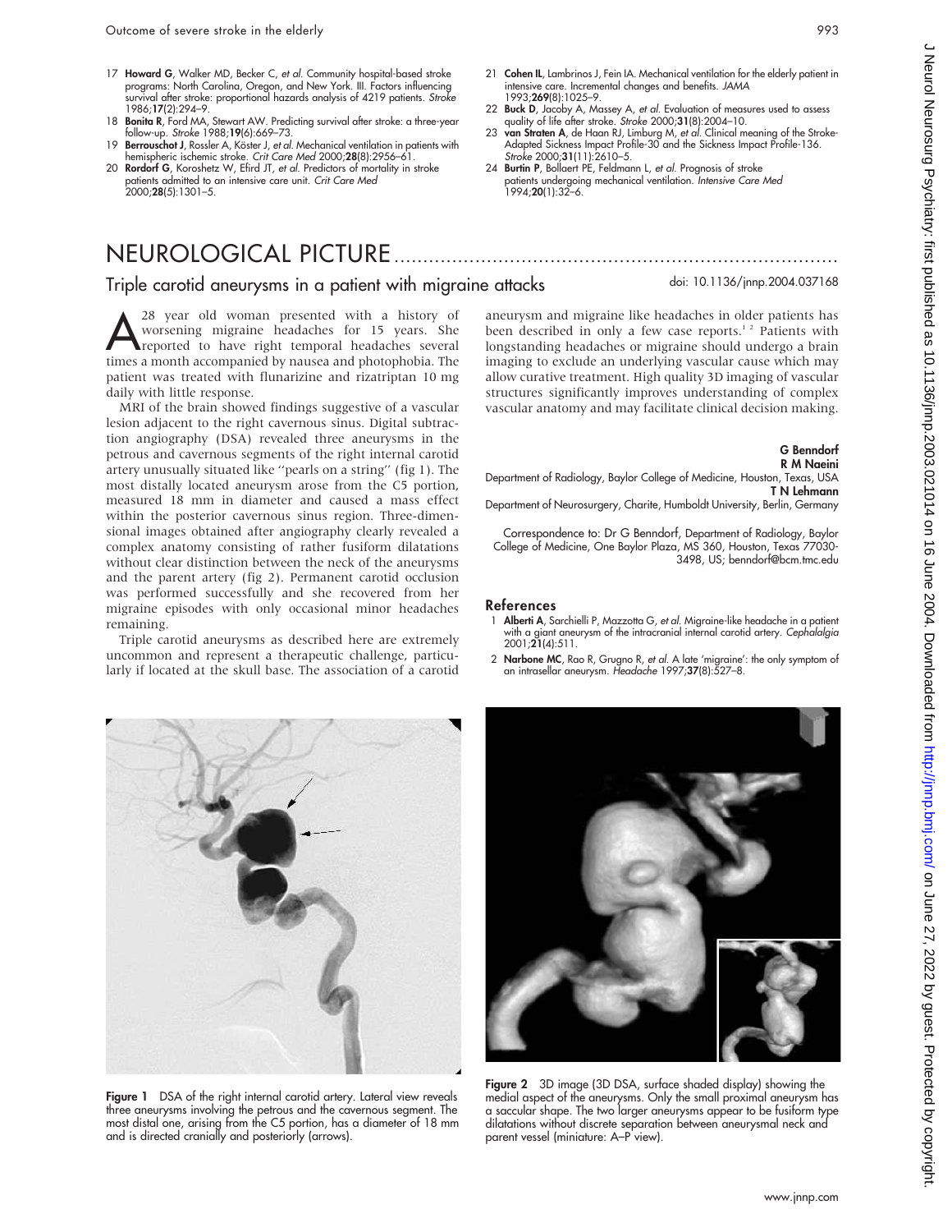17 **Howard G**, Walker MD, Becker C, *et al*. Community hospital-based stroke programs: North Carolina, Oregon, and New York. III. Factors influencing survival after stroke: proportional hazards analysis of 4219 patients. *Stroke* 1986;**17**(2):294–9.

18 **Bonita R**, Ford MA, Stewart AW. Predicting survival after stroke: a three-year follow-up. *Stroke* 1988;**19**(6):669–73.

19 **Berrouschot J**, Rossler A, Köster J, *et al*. Mechanical ventilation in patients with hemispheric ischemic stroke. *Crit Care Med* 2000;**28**(8):2956–61.

20 **Rordorf G**, Koroshetz W, Efird JT, *et al*. Predictors of mortality in stroke patients admitted to an intensive care unit. *Crit Care Med* 2000;**28**(5):1301–5.

21 **Cohen IL**, Lambrinos J, Fein IA. Mechanical ventilation for the elderly patient in intensive care. Incremental changes and benefits. *JAMA* 1993;**269**(8):1025–9.

22 **Buck D**, Jacoby A, Massey A, *et al*. Evaluation of measures used to assess quality of life after stroke. *Stroke* 2000;**31**(8):2004–10.

23 **van Straten A**, de Haan RJ, Limburg M, *et al*. Clinical meaning of the Stroke-Adapted Sickness Impact Profile-30 and the Sickness Impact Profile-136. *Stroke* 2000;**31**(11):2610–5.

24 **Burtin P**, Bollaert PE, Feldmann L, *et al*. Prognosis of stroke patients undergoing mechanical ventilation. *Intensive Care Med* 1994;**20**(1):32–6.

# NEUROLOGICAL PICTURE

## Triple carotid aneurysms in a patient with migraine attacks

doi: 10.1136/jnnp.2004.037168

A 28 year old woman presented with a history of worsening migraine headaches for 15 years. She reported to have right temporal headaches several times a month accompanied by nausea and photophobia. The patient was treated with flunarizine and rizatriptan 10 mg daily with little response.

MRI of the brain showed findings suggestive of a vascular lesion adjacent to the right cavernous sinus. Digital subtraction angiography (DSA) revealed three aneurysms in the petrous and cavernous segments of the right internal carotid artery unusually situated like "pearls on a string" (fig 1). The most distally located aneurysm arose from the C5 portion, measured 18 mm in diameter and caused a mass effect within the posterior cavernous sinus region. Three-dimensional images obtained after angiography clearly revealed a complex anatomy consisting of rather fusiform dilatations without clear distinction between the neck of the aneurysms and the parent artery (fig 2). Permanent carotid occlusion was performed successfully and she recovered from her migraine episodes with only occasional minor headaches remaining.

Triple carotid aneurysms as described here are extremely uncommon and represent a therapeutic challenge, particularly if located at the skull base. The association of a carotid aneurysm and migraine like headaches in older patients has been described in only a few case reports.[1,2] Patients with longstanding headaches or migraine should undergo a brain imaging to exclude an underlying vascular cause which may allow curative treatment. High quality 3D imaging of vascular structures significantly improves understanding of complex vascular anatomy and may facilitate clinical decision making.

**G Benndorf**
**R M Naeini**
Department of Radiology, Baylor College of Medicine, Houston, Texas, USA
**T N Lehmann**
Department of Neurosurgery, Charite, Humboldt University, Berlin, Germany

Correspondence to: Dr G Benndorf, Department of Radiology, Baylor College of Medicine, One Baylor Plaza, MS 360, Houston, Texas 77030-3498, US; benndorf@bcm.tmc.edu

### References

1 **Alberti A**, Sarchielli P, Mazzotta G, *et al*. Migraine-like headache in a patient with a giant aneurysm of the intracranial internal carotid artery. *Cephalalgia* 2001;**21**(4):511.

2 **Narbone MC**, Rao R, Grugno R, *et al*. A late 'migraine': the only symptom of an intrasellar aneurysm. *Headache* 1997;**37**(8):527–8.

**Figure 1** DSA of the right internal carotid artery. Lateral view reveals three aneurysms involving the petrous and the cavernous segment. The most distal one, arising from the C5 portion, has a diameter of 18 mm and is directed cranially and posteriorly (arrows).

**Figure 2** 3D image (3D DSA, surface shaded display) showing the medial aspect of the aneurysms. Only the small proximal aneurysm has a saccular shape. The two larger aneurysms appear to be fusiform type dilatations without discrete separation between aneurysmal neck and parent vessel (miniature: A–P view).